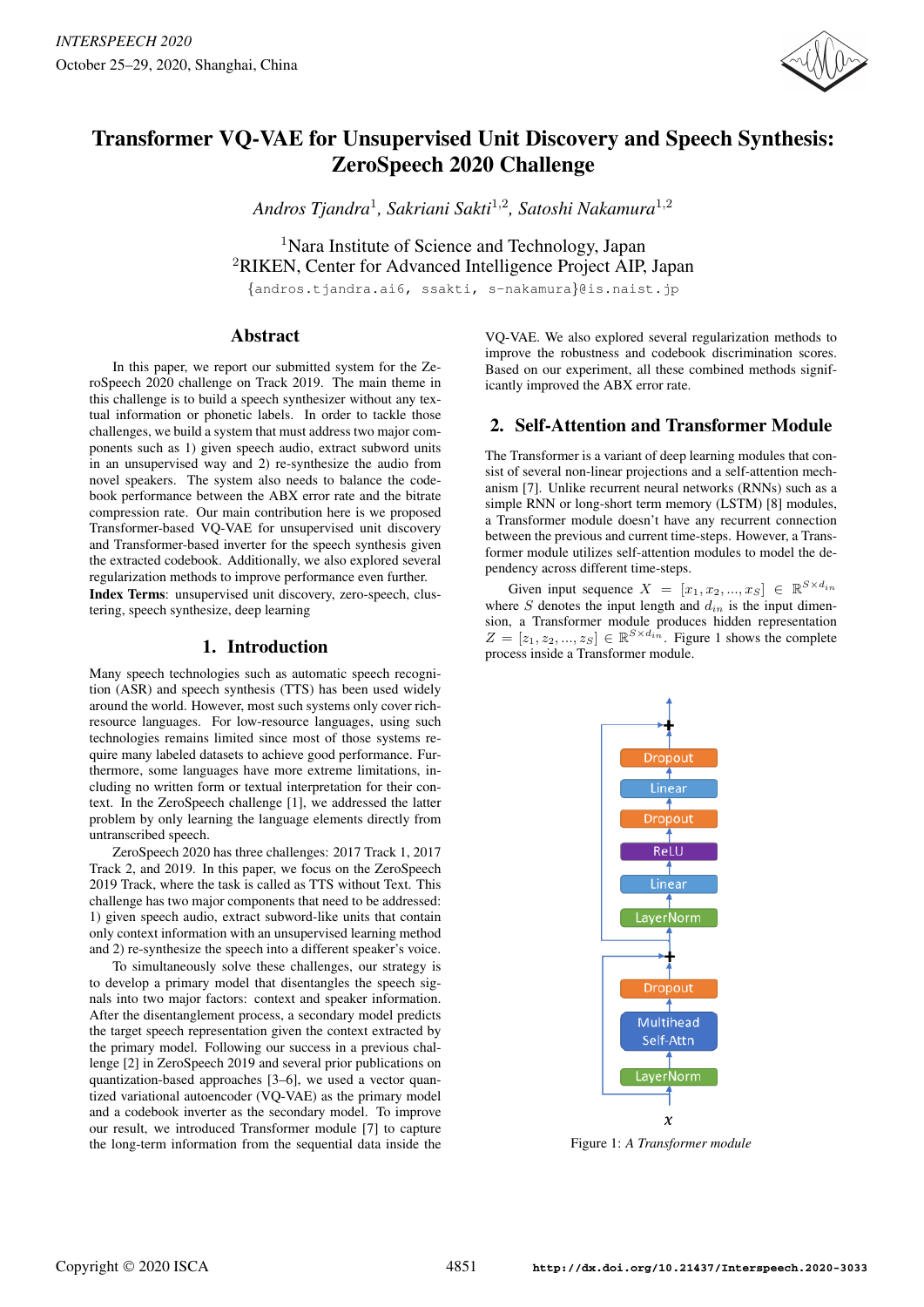# Transformer VQ-VAE for Unsupervised Unit Discovery and Speech Synthesis: ZeroSpeech 2020 Challenge

*Andros Tjandra*[1], *Sakriani Sakti*[1,2], *Satoshi Nakamura*[1,2]

[1]Nara Institute of Science and Technology, Japan
[2]RIKEN, Center for Advanced Intelligence Project AIP, Japan

{andros.tjandra.ai6, ssakti, s-nakamura}@is.naist.jp

## Abstract

In this paper, we report our submitted system for the ZeroSpeech 2020 challenge on Track 2019. The main theme in this challenge is to build a speech synthesizer without any textual information or phonetic labels. In order to tackle those challenges, we build a system that must address two major components such as 1) given speech audio, extract subword units in an unsupervised way and 2) re-synthesize the audio from novel speakers. The system also needs to balance the codebook performance between the ABX error rate and the bitrate compression rate. Our main contribution here is we proposed Transformer-based VQ-VAE for unsupervised unit discovery and Transformer-based inverter for the speech synthesis given the extracted codebook. Additionally, we also explored several regularization methods to improve performance even further.

**Index Terms**: unsupervised unit discovery, zero-speech, clustering, speech synthesize, deep learning

## 1. Introduction

Many speech technologies such as automatic speech recognition (ASR) and speech synthesis (TTS) has been used widely around the world. However, most such systems only cover rich-resource languages. For low-resource languages, using such technologies remains limited since most of those systems require many labeled datasets to achieve good performance. Furthermore, some languages have more extreme limitations, including no written form or textual interpretation for their context. In the ZeroSpeech challenge [1], we addressed the latter problem by only learning the language elements directly from untranscribed speech.

ZeroSpeech 2020 has three challenges: 2017 Track 1, 2017 Track 2, and 2019. In this paper, we focus on the ZeroSpeech 2019 Track, where the task is called as TTS without Text. This challenge has two major components that need to be addressed: 1) given speech audio, extract subword-like units that contain only context information with an unsupervised learning method and 2) re-synthesize the speech into a different speaker's voice.

To simultaneously solve these challenges, our strategy is to develop a primary model that disentangles the speech signals into two major factors: context and speaker information. After the disentanglement process, a secondary model predicts the target speech representation given the context extracted by the primary model. Following our success in a previous challenge [2] in ZeroSpeech 2019 and several prior publications on quantization-based approaches [3–6], we used a vector quantized variational autoencoder (VQ-VAE) as the primary model and a codebook inverter as the secondary model. To improve our result, we introduced Transformer module [7] to capture the long-term information from the sequential data inside the VQ-VAE. We also explored several regularization methods to improve the robustness and codebook discrimination scores. Based on our experiment, all these combined methods significantly improved the ABX error rate.

## 2. Self-Attention and Transformer Module

The Transformer is a variant of deep learning modules that consist of several non-linear projections and a self-attention mechanism [7]. Unlike recurrent neural networks (RNNs) such as a simple RNN or long-short term memory (LSTM) [8] modules, a Transformer module doesn't have any recurrent connection between the previous and current time-steps. However, a Transformer module utilizes self-attention modules to model the dependency across different time-steps.

Given input sequence $X = [x_1, x_2, ..., x_S] \in \mathbb{R}^{S \times d_{in}}$ where $S$ denotes the input length and $d_{in}$ is the input dimension, a Transformer module produces hidden representation $Z = [z_1, z_2, ..., z_S] \in \mathbb{R}^{S \times d_{in}}$. Figure 1 shows the complete process inside a Transformer module.

Figure 1: *A Transformer module*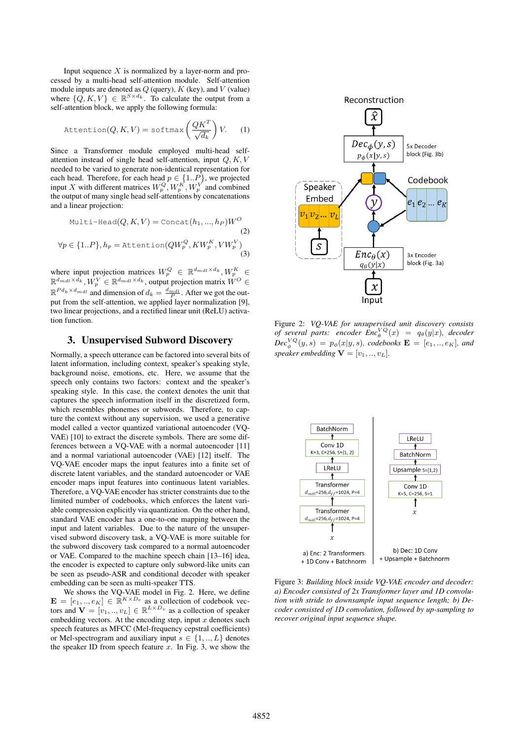Input sequence $X$ is normalized by a layer-norm and processed by a multi-head self-attention module. Self-attention module inputs are denoted as $Q$ (query), $K$ (key), and $V$ (value) where $\{Q, K, V\} \in \mathbb{R}^{S \times d_k}$. To calculate the output from a self-attention block, we apply the following formula:

$$\texttt{Attention}(Q, K, V) = \texttt{softmax}\left(\frac{QK^T}{\sqrt{d_k}}\right)V. \quad (1)$$

Since a Transformer module employed multi-head self-attention instead of single head self-attention, input $Q, K, V$ needed to be varied to generate non-identical representation for each head. Therefore, for each head $p \in \{1..P\}$, we projected input $X$ with different matrices $W_p^Q, W_p^K, W_p^V$ and combined the output of many single head self-attentions by concatenations and a linear projection:

$$\texttt{Multi-Head}(Q, K, V) = \texttt{Concat}(h_1, ..., h_P)W^O \quad (2)$$

$$\forall p \in \{1..P\}, h_p = \texttt{Attention}(QW_p^Q, KW_p^K, VW_p^V) \quad (3)$$

where input projection matrices $W_p^Q \in \mathbb{R}^{d_{mdl} \times d_k}, W_p^K \in \mathbb{R}^{d_{mdl} \times d_k}, W_p^V \in \mathbb{R}^{d_{mdl} \times d_k}$, output projection matrix $W^O \in \mathbb{R}^{Pd_k \times d_{mdl}}$ and dimension of $d_k = \frac{d_{mdl}}{P}$. After we got the output from the self-attention, we applied layer normalization [9], two linear projections, and a rectified linear unit (ReLU) activation function.

## 3. Unsupervised Subword Discovery

Normally, a speech utterance can be factored into several bits of latent information, including context, speaker's speaking style, background noise, emotions, etc. Here, we assume that the speech only contains two factors: context and the speaker's speaking style. In this case, the context denotes the unit that captures the speech information itself in the discretized form, which resembles phonemes or subwords. Therefore, to capture the context without any supervision, we used a generative model called a vector quantized variational autoencoder (VQ-VAE) [10] to extract the discrete symbols. There are some differences between a VQ-VAE with a normal autoencoder [11] and a normal variational autoencoder (VAE) [12] itself. The VQ-VAE encoder maps the input features into a finite set of discrete latent variables, and the standard autoencoder or VAE encoder maps input features into continuous latent variables. Therefore, a VQ-VAE encoder has stricter constraints due to the limited number of codebooks, which enforces the latent variable compression explicitly via quantization. On the other hand, standard VAE encoder has a one-to-one mapping between the input and latent variables. Due to the nature of the unsupervised subword discovery task, a VQ-VAE is more suitable for the subword discovery task compared to a normal autoencoder or VAE. Compared to the machine speech chain [13–16] idea, the encoder is expected to capture only subword-like units can be seen as pseudo-ASR and conditional decoder with speaker embedding can be seen as multi-speaker TTS.

We shows the VQ-VAE model in Fig. 2. Here, we define $\mathbf{E} = [e_1, .., e_K] \in \mathbb{R}^{K \times D_e}$ as a collection of codebook vectors and $\mathbf{V} = [v_1, .., v_L] \in \mathbb{R}^{L \times D_v}$ as a collection of speaker embedding vectors. At the encoding step, input $x$ denotes such speech features as MFCC (Mel-frequency cepstral coefficients) or Mel-spectrogram and auxiliary input $s \in \{1, .., L\}$ denotes the speaker ID from speech feature $x$. In Fig. 3, we show the

Figure 2: *VQ-VAE for unsupervised unit discovery consists of several parts: encoder $Enc_\theta^{VQ}(x) = q_\theta(y|x)$, decoder $Dec_\phi^{VQ}(y, s) = p_\phi(x|y, s)$, codebooks $\mathbf{E} = [e_1, .., e_K]$, and speaker embedding $\mathbf{V} = [v_1, .., v_L]$.*

Figure 3: *Building block inside VQ-VAE encoder and decoder: a) Encoder consisted of 2x Transformer layer and 1D convolution with stride to downsample input sequence length; b) Decoder consisted of 1D convolution, followed by up-sampling to recover original input sequence shape.*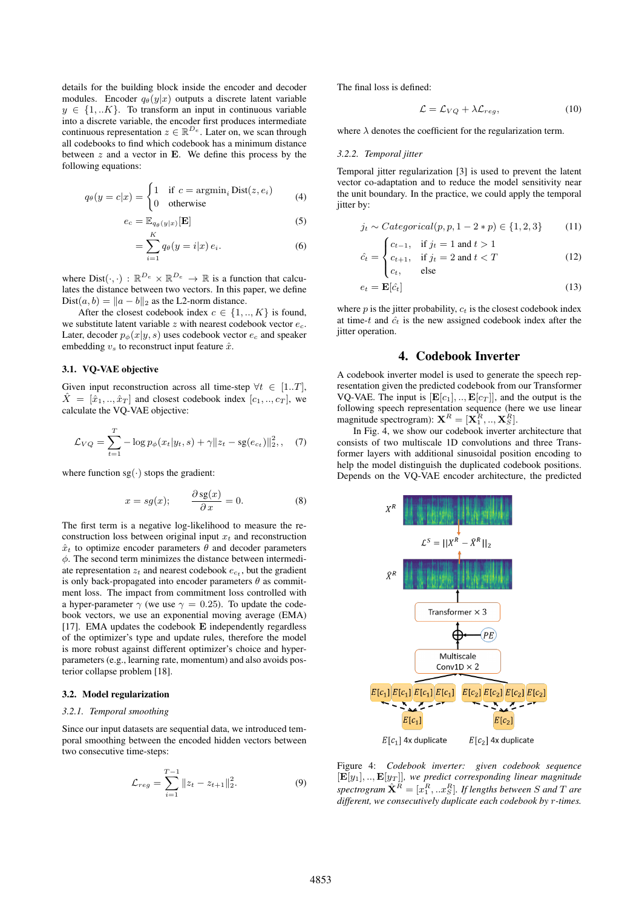details for the building block inside the encoder and decoder modules. Encoder $q_\theta(y|x)$ outputs a discrete latent variable $y \in \{1,..K\}$. To transform an input in continuous variable into a discrete variable, the encoder first produces intermediate continuous representation $z \in \mathbb{R}^{D_e}$. Later on, we scan through all codebooks to find which codebook has a minimum distance between $z$ and a vector in $\mathbf{E}$. We define this process by the following equations:

$$q_\theta(y=c|x) = \begin{cases} 1 & \text{if } c = \text{argmin}_i \text{Dist}(z, e_i) \\ 0 & \text{otherwise} \end{cases} \quad (4)$$

$$e_c = \mathbb{E}_{q_\theta(y|x)}[\mathbf{E}] \quad (5)$$

$$= \sum_{i=1}^{K} q_\theta(y=i|x)\, e_i. \quad (6)$$

where $\text{Dist}(\cdot,\cdot) : \mathbb{R}^{D_e} \times \mathbb{R}^{D_e} \rightarrow \mathbb{R}$ is a function that calculates the distance between two vectors. In this paper, we define $\text{Dist}(a,b) = \|a-b\|_2$ as the L2-norm distance.

After the closest codebook index $c \in \{1,..,K\}$ is found, we substitute latent variable $z$ with nearest codebook vector $e_c$. Later, decoder $p_\phi(x|y,s)$ uses codebook vector $e_c$ and speaker embedding $v_s$ to reconstruct input feature $\hat{x}$.

### 3.1. VQ-VAE objective

Given input reconstruction across all time-step $\forall t \in [1..T]$, $\hat{X} = [\hat{x}_1,..,\hat{x}_T]$ and closest codebook index $[c_1,..,c_T]$, we calculate the VQ-VAE objective:

$$\mathcal{L}_{VQ} = \sum_{t=1}^{T} -\log p_\phi(x_t|y_t, s) + \gamma\|z_t - \text{sg}(e_{c_t})\|_2^2, \quad (7)$$

where function $\text{sg}(\cdot)$ stops the gradient:

$$x = sg(x); \qquad \frac{\partial\, \text{sg}(x)}{\partial\, x} = 0. \quad (8)$$

The first term is a negative log-likelihood to measure the reconstruction loss between original input $x_t$ and reconstruction $\hat{x}_t$ to optimize encoder parameters $\theta$ and decoder parameters $\phi$. The second term minimizes the distance between intermediate representation $z_t$ and nearest codebook $e_{c_t}$, but the gradient is only back-propagated into encoder parameters $\theta$ as commitment loss. The impact from commitment loss controlled with a hyper-parameter $\gamma$ (we use $\gamma = 0.25$). To update the codebook vectors, we use an exponential moving average (EMA) [17]. EMA updates the codebook $\mathbf{E}$ independently regardless of the optimizer's type and update rules, therefore the model is more robust against different optimizer's choice and hyper-parameters (e.g., learning rate, momentum) and also avoids posterior collapse problem [18].

### 3.2. Model regularization

#### 3.2.1. Temporal smoothing

Since our input datasets are sequential data, we introduced temporal smoothing between the encoded hidden vectors between two consecutive time-steps:

$$\mathcal{L}_{reg} = \sum_{i=1}^{T-1} \|z_t - z_{t+1}\|_2^2. \quad (9)$$

The final loss is defined:

$$\mathcal{L} = \mathcal{L}_{VQ} + \lambda\mathcal{L}_{reg}, \quad (10)$$

where $\lambda$ denotes the coefficient for the regularization term.

#### 3.2.2. Temporal jitter

Temporal jitter regularization [3] is used to prevent the latent vector co-adaptation and to reduce the model sensitivity near the unit boundary. In the practice, we could apply the temporal jitter by:

$$j_t \sim Categorical(p, p, 1-2*p) \in \{1,2,3\} \quad (11)$$

$$\hat{c}_t = \begin{cases} c_{t-1}, & \text{if } j_t = 1 \text{ and } t > 1 \\ c_{t+1}, & \text{if } j_t = 2 \text{ and } t < T \\ c_t, & \text{else} \end{cases} \quad (12)$$

$$e_t = \mathbf{E}[\hat{c}_t] \quad (13)$$

where $p$ is the jitter probability, $c_t$ is the closest codebook index at time-$t$ and $\hat{c}_t$ is the new assigned codebook index after the jitter operation.

## 4. Codebook Inverter

A codebook inverter model is used to generate the speech representation given the predicted codebook from our Transformer VQ-VAE. The input is $[\mathbf{E}[c_1],..,\mathbf{E}[c_T]]$, and the output is the following speech representation sequence (here we use linear magnitude spectrogram): $\mathbf{X}^R = [\mathbf{X}_1^R,..,\mathbf{X}_S^R]$.

In Fig. 4, we show our codebook inverter architecture that consists of two multiscale 1D convolutions and three Transformer layers with additional sinusoidal position encoding to help the model distinguish the duplicated codebook positions. Depends on the VQ-VAE encoder architecture, the predicted

Figure 4: *Codebook inverter: given codebook sequence $[\mathbf{E}[y_1],..,\mathbf{E}[y_T]]$, we predict corresponding linear magnitude spectrogram $\hat{\mathbf{X}}^R = [x_1^R,..x_S^R]$. If lengths between $S$ and $T$ are different, we consecutively duplicate each codebook by $r$-times.*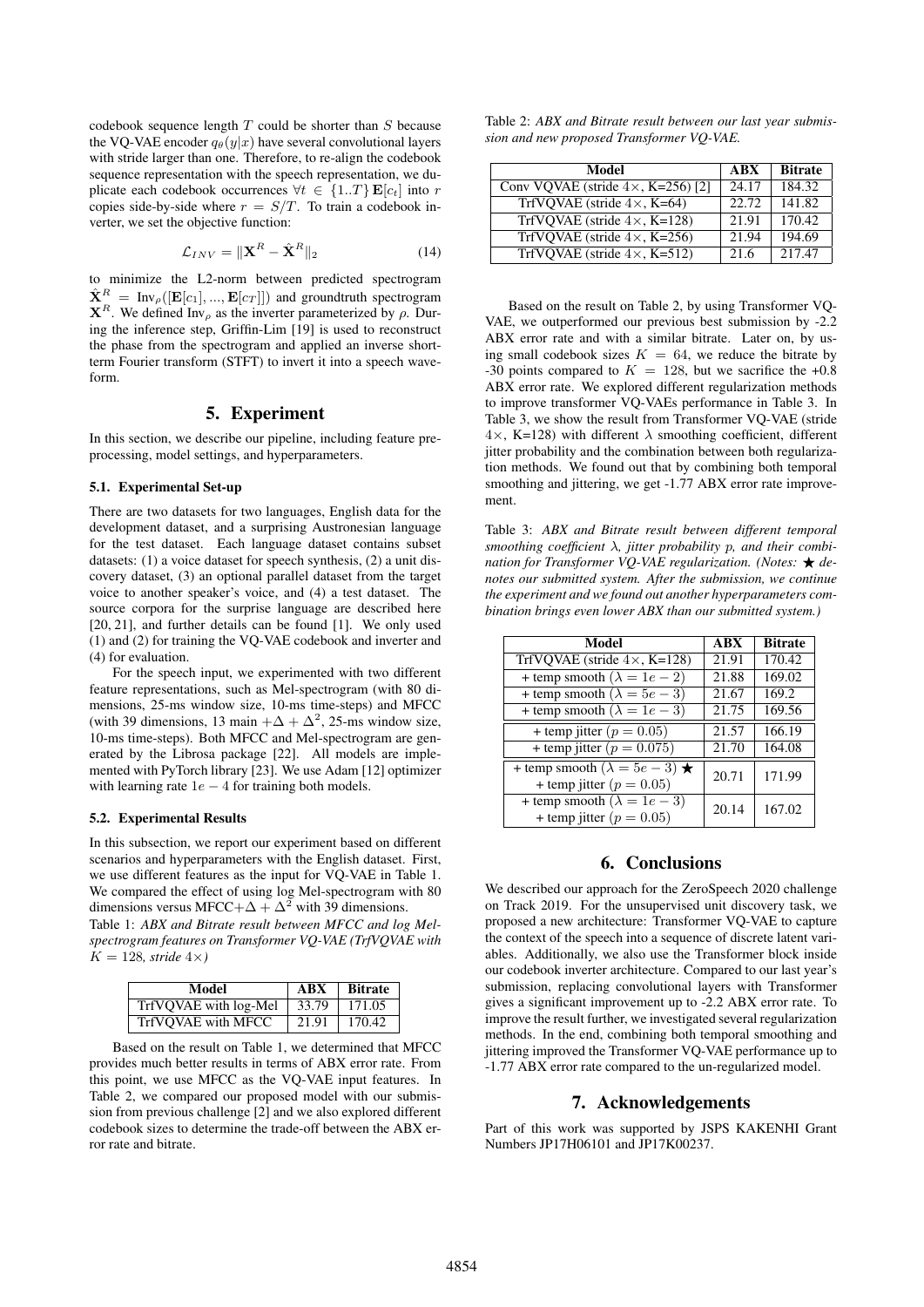codebook sequence length $T$ could be shorter than $S$ because the VQ-VAE encoder $q_\theta(y|x)$ have several convolutional layers with stride larger than one. Therefore, to re-align the codebook sequence representation with the speech representation, we duplicate each codebook occurrences $\forall t \in \{1..T\}\, \mathbf{E}[c_t]$ into $r$ copies side-by-side where $r = S/T$. To train a codebook inverter, we set the objective function:

$$\mathcal{L}_{INV} = \|\mathbf{X}^R - \hat{\mathbf{X}}^R\|_2 \tag{14}$$

to minimize the L2-norm between predicted spectrogram $\hat{\mathbf{X}}^R = \text{Inv}_\rho([\mathbf{E}[c_1], ..., \mathbf{E}[c_T]])$ and groundtruth spectrogram $\mathbf{X}^R$. We defined $\text{Inv}_\rho$ as the inverter parameterized by $\rho$. During the inference step, Griffin-Lim [19] is used to reconstruct the phase from the spectrogram and applied an inverse short-term Fourier transform (STFT) to invert it into a speech waveform.

# 5. Experiment

In this section, we describe our pipeline, including feature preprocessing, model settings, and hyperparameters.

### 5.1. Experimental Set-up

There are two datasets for two languages, English data for the development dataset, and a surprising Austronesian language for the test dataset. Each language dataset contains subset datasets: (1) a voice dataset for speech synthesis, (2) a unit discovery dataset, (3) an optional parallel dataset from the target voice to another speaker's voice, and (4) a test dataset. The source corpora for the surprise language are described here [20, 21], and further details can be found [1]. We only used (1) and (2) for training the VQ-VAE codebook and inverter and (4) for evaluation.

For the speech input, we experimented with two different feature representations, such as Mel-spectrogram (with 80 dimensions, 25-ms window size, 10-ms time-steps) and MFCC (with 39 dimensions, 13 main $+\Delta + \Delta^2$, 25-ms window size, 10-ms time-steps). Both MFCC and Mel-spectrogram are generated by the Librosa package [22]. All models are implemented with PyTorch library [23]. We use Adam [12] optimizer with learning rate $1e-4$ for training both models.

### 5.2. Experimental Results

In this subsection, we report our experiment based on different scenarios and hyperparameters with the English dataset. First, we use different features as the input for VQ-VAE in Table 1. We compared the effect of using log Mel-spectrogram with 80 dimensions versus MFCC$+\Delta + \Delta^2$ with 39 dimensions.

Table 1: *ABX and Bitrate result between MFCC and log Mel-spectrogram features on Transformer VQ-VAE (TrfVQVAE with $K = 128$, stride $4\times$)*

| Model | ABX | Bitrate |
|---|---|---|
| TrfVQVAE with log-Mel | 33.79 | 171.05 |
| TrfVQVAE with MFCC | 21.91 | 170.42 |

Based on the result on Table 1, we determined that MFCC provides much better results in terms of ABX error rate. From this point, we use MFCC as the VQ-VAE input features. In Table 2, we compared our proposed model with our submission from previous challenge [2] and we also explored different codebook sizes to determine the trade-off between the ABX error rate and bitrate.

Table 2: *ABX and Bitrate result between our last year submission and new proposed Transformer VQ-VAE.*

| Model | ABX | Bitrate |
|---|---|---|
| Conv VQVAE (stride $4\times$, K=256) [2] | 24.17 | 184.32 |
| TrfVQVAE (stride $4\times$, K=64) | 22.72 | 141.82 |
| TrfVQVAE (stride $4\times$, K=128) | 21.91 | 170.42 |
| TrfVQVAE (stride $4\times$, K=256) | 21.94 | 194.69 |
| TrfVQVAE (stride $4\times$, K=512) | 21.6 | 217.47 |

Based on the result on Table 2, by using Transformer VQ-VAE, we outperformed our previous best submission by -2.2 ABX error rate and with a similar bitrate. Later on, by using small codebook sizes $K = 64$, we reduce the bitrate by -30 points compared to $K = 128$, but we sacrifice the +0.8 ABX error rate. We explored different regularization methods to improve transformer VQ-VAEs performance in Table 3. In Table 3, we show the result from Transformer VQ-VAE (stride $4\times$, K=128) with different $\lambda$ smoothing coefficient, different jitter probability and the combination between both regularization methods. We found out that by combining both temporal smoothing and jittering, we get -1.77 ABX error rate improvement.

Table 3: *ABX and Bitrate result between different temporal smoothing coefficient $\lambda$, jitter probability $p$, and their combination for Transformer VQ-VAE regularization. (Notes: ★ denotes our submitted system. After the submission, we continue the experiment and we found out another hyperparameters combination brings even lower ABX than our submitted system.)*

| Model | ABX | Bitrate |
|---|---|---|
| TrfVQVAE (stride $4\times$, K=128) | 21.91 | 170.42 |
| + temp smooth ($\lambda = 1e-2$) | 21.88 | 169.02 |
| + temp smooth ($\lambda = 5e-3$) | 21.67 | 169.2 |
| + temp smooth ($\lambda = 1e-3$) | 21.75 | 169.56 |
| + temp jitter ($p = 0.05$) | 21.57 | 166.19 |
| + temp jitter ($p = 0.075$) | 21.70 | 164.08 |
| + temp smooth ($\lambda = 5e-3$) ★ + temp jitter ($p = 0.05$) | 20.71 | 171.99 |
| + temp smooth ($\lambda = 1e-3$) + temp jitter ($p = 0.05$) | 20.14 | 167.02 |

# 6. Conclusions

We described our approach for the ZeroSpeech 2020 challenge on Track 2019. For the unsupervised unit discovery task, we proposed a new architecture: Transformer VQ-VAE to capture the context of the speech into a sequence of discrete latent variables. Additionally, we also use the Transformer block inside our codebook inverter architecture. Compared to our last year's submission, replacing convolutional layers with Transformer gives a significant improvement up to -2.2 ABX error rate. To improve the result further, we investigated several regularization methods. In the end, combining both temporal smoothing and jittering improved the Transformer VQ-VAE performance up to -1.77 ABX error rate compared to the un-regularized model.

# 7. Acknowledgements

Part of this work was supported by JSPS KAKENHI Grant Numbers JP17H06101 and JP17K00237.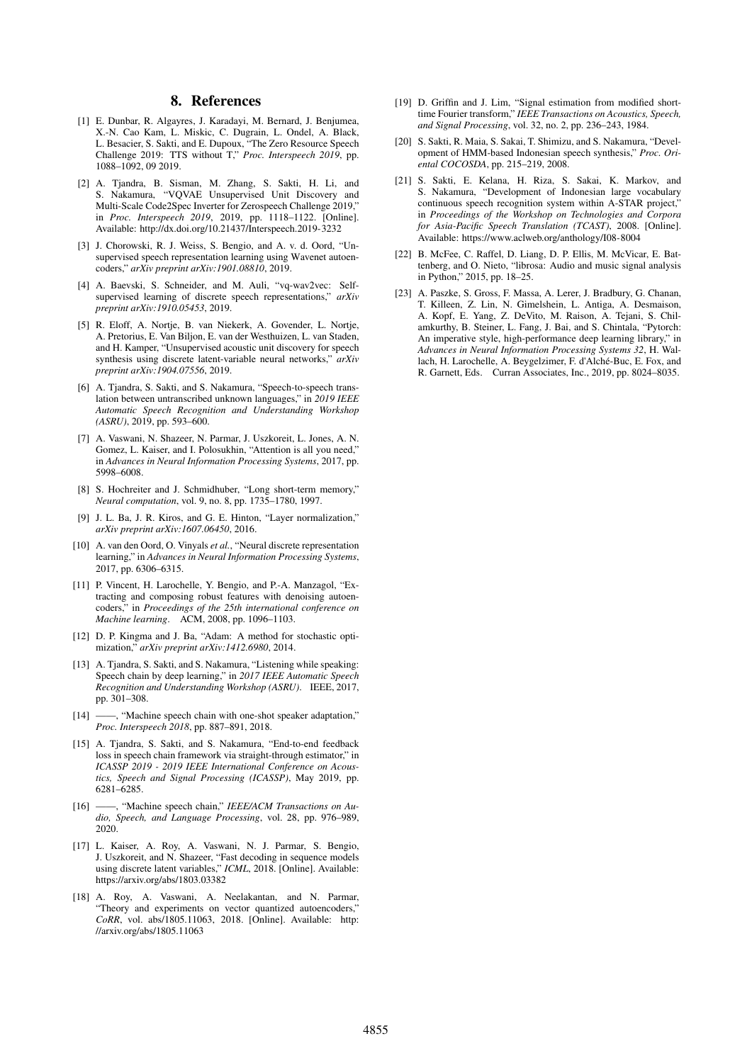## 8. References

[1] E. Dunbar, R. Algayres, J. Karadayi, M. Bernard, J. Benjumea, X.-N. Cao Kam, L. Miskic, C. Dugrain, L. Ondel, A. Black, L. Besacier, S. Sakti, and E. Dupoux, "The Zero Resource Speech Challenge 2019: TTS without T," *Proc. Interspeech 2019*, pp. 1088–1092, 09 2019.

[2] A. Tjandra, B. Sisman, M. Zhang, S. Sakti, H. Li, and S. Nakamura, "VQVAE Unsupervised Unit Discovery and Multi-Scale Code2Spec Inverter for Zerospeech Challenge 2019," in *Proc. Interspeech 2019*, 2019, pp. 1118–1122. [Online]. Available: http://dx.doi.org/10.21437/Interspeech.2019-3232

[3] J. Chorowski, R. J. Weiss, S. Bengio, and A. v. d. Oord, "Unsupervised speech representation learning using Wavenet autoencoders," *arXiv preprint arXiv:1901.08810*, 2019.

[4] A. Baevski, S. Schneider, and M. Auli, "vq-wav2vec: Self-supervised learning of discrete speech representations," *arXiv preprint arXiv:1910.05453*, 2019.

[5] R. Eloff, A. Nortje, B. van Niekerk, A. Govender, L. Nortje, A. Pretorius, E. Van Biljon, E. van der Westhuizen, L. van Staden, and H. Kamper, "Unsupervised acoustic unit discovery for speech synthesis using discrete latent-variable neural networks," *arXiv preprint arXiv:1904.07556*, 2019.

[6] A. Tjandra, S. Sakti, and S. Nakamura, "Speech-to-speech translation between untranscribed unknown languages," in *2019 IEEE Automatic Speech Recognition and Understanding Workshop (ASRU)*, 2019, pp. 593–600.

[7] A. Vaswani, N. Shazeer, N. Parmar, J. Uszkoreit, L. Jones, A. N. Gomez, L. Kaiser, and I. Polosukhin, "Attention is all you need," in *Advances in Neural Information Processing Systems*, 2017, pp. 5998–6008.

[8] S. Hochreiter and J. Schmidhuber, "Long short-term memory," *Neural computation*, vol. 9, no. 8, pp. 1735–1780, 1997.

[9] J. L. Ba, J. R. Kiros, and G. E. Hinton, "Layer normalization," *arXiv preprint arXiv:1607.06450*, 2016.

[10] A. van den Oord, O. Vinyals *et al.*, "Neural discrete representation learning," in *Advances in Neural Information Processing Systems*, 2017, pp. 6306–6315.

[11] P. Vincent, H. Larochelle, Y. Bengio, and P.-A. Manzagol, "Extracting and composing robust features with denoising autoencoders," in *Proceedings of the 25th international conference on Machine learning*. ACM, 2008, pp. 1096–1103.

[12] D. P. Kingma and J. Ba, "Adam: A method for stochastic optimization," *arXiv preprint arXiv:1412.6980*, 2014.

[13] A. Tjandra, S. Sakti, and S. Nakamura, "Listening while speaking: Speech chain by deep learning," in *2017 IEEE Automatic Speech Recognition and Understanding Workshop (ASRU)*. IEEE, 2017, pp. 301–308.

[14] ——, "Machine speech chain with one-shot speaker adaptation," *Proc. Interspeech 2018*, pp. 887–891, 2018.

[15] A. Tjandra, S. Sakti, and S. Nakamura, "End-to-end feedback loss in speech chain framework via straight-through estimator," in *ICASSP 2019 - 2019 IEEE International Conference on Acoustics, Speech and Signal Processing (ICASSP)*, May 2019, pp. 6281–6285.

[16] ——, "Machine speech chain," *IEEE/ACM Transactions on Audio, Speech, and Language Processing*, vol. 28, pp. 976–989, 2020.

[17] L. Kaiser, A. Roy, A. Vaswani, N. J. Parmar, S. Bengio, J. Uszkoreit, and N. Shazeer, "Fast decoding in sequence models using discrete latent variables," *ICML*, 2018. [Online]. Available: https://arxiv.org/abs/1803.03382

[18] A. Roy, A. Vaswani, A. Neelakantan, and N. Parmar, "Theory and experiments on vector quantized autoencoders," *CoRR*, vol. abs/1805.11063, 2018. [Online]. Available: http://arxiv.org/abs/1805.11063

[19] D. Griffin and J. Lim, "Signal estimation from modified short-time Fourier transform," *IEEE Transactions on Acoustics, Speech, and Signal Processing*, vol. 32, no. 2, pp. 236–243, 1984.

[20] S. Sakti, R. Maia, S. Sakai, T. Shimizu, and S. Nakamura, "Development of HMM-based Indonesian speech synthesis," *Proc. Oriental COCOSDA*, pp. 215–219, 2008.

[21] S. Sakti, E. Kelana, H. Riza, S. Sakai, K. Markov, and S. Nakamura, "Development of Indonesian large vocabulary continuous speech recognition system within A-STAR project," in *Proceedings of the Workshop on Technologies and Corpora for Asia-Pacific Speech Translation (TCAST)*, 2008. [Online]. Available: https://www.aclweb.org/anthology/I08-8004

[22] B. McFee, C. Raffel, D. Liang, D. P. Ellis, M. McVicar, E. Battenberg, and O. Nieto, "librosa: Audio and music signal analysis in Python," 2015, pp. 18–25.

[23] A. Paszke, S. Gross, F. Massa, A. Lerer, J. Bradbury, G. Chanan, T. Killeen, Z. Lin, N. Gimelshein, L. Antiga, A. Desmaison, A. Kopf, E. Yang, Z. DeVito, M. Raison, A. Tejani, S. Chilamkurthy, B. Steiner, L. Fang, J. Bai, and S. Chintala, "Pytorch: An imperative style, high-performance deep learning library," in *Advances in Neural Information Processing Systems 32*, H. Wallach, H. Larochelle, A. Beygelzimer, F. d'Alché-Buc, E. Fox, and R. Garnett, Eds. Curran Associates, Inc., 2019, pp. 8024–8035.